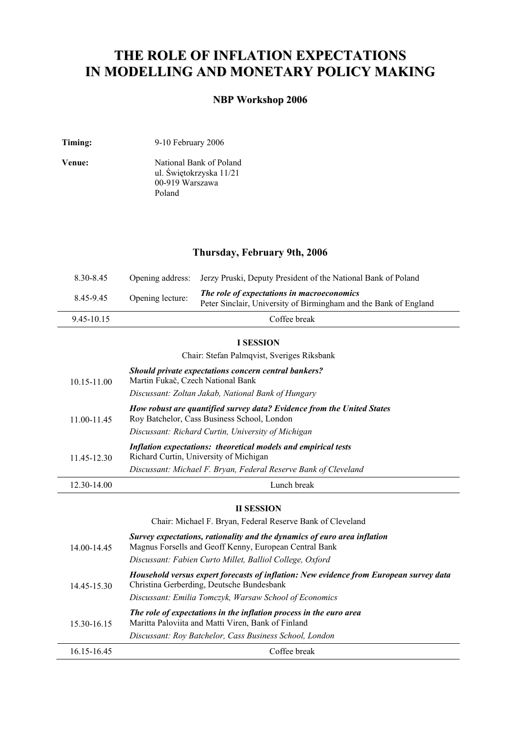# THE ROLE OF INFLATION EXPECTATIONS IN MODELLING AND MONETARY POLICY MAKING

**NBP Workshop 2006**

**Timing:** 9-10 February 2006

**Venue:** National Bank of Poland
ul. Świętokrzyska 11/21
00-919 Warszawa
Poland

## Thursday, February 9th, 2006

| | | |
|---|---|---|
| 8.30-8.45 | Opening address: | Jerzy Pruski, Deputy President of the National Bank of Poland |
| 8.45-9.45 | Opening lecture: | ***The role of expectations in macroeconomics*** Peter Sinclair, University of Birmingham and the Bank of England |
| 9.45-10.15 | | Coffee break |

**I SESSION**

Chair: Stefan Palmqvist, Sveriges Riksbank

| | |
|---|---|
| 10.15-11.00 | ***Should private expectations concern central bankers?*** Martin Fukač, Czech National Bank *Discussant: Zoltan Jakab, National Bank of Hungary* |
| 11.00-11.45 | ***How robust are quantified survey data? Evidence from the United States*** Roy Batchelor, Cass Business School, London *Discussant: Richard Curtin, University of Michigan* |
| 11.45-12.30 | ***Inflation expectations: theoretical models and empirical tests*** Richard Curtin, University of Michigan *Discussant: Michael F. Bryan, Federal Reserve Bank of Cleveland* |
| 12.30-14.00 | Lunch break |

**II SESSION**

Chair: Michael F. Bryan, Federal Reserve Bank of Cleveland

| | |
|---|---|
| 14.00-14.45 | ***Survey expectations, rationality and the dynamics of euro area inflation*** Magnus Forsells and Geoff Kenny, European Central Bank *Discussant: Fabien Curto Millet, Balliol College, Oxford* |
| 14.45-15.30 | ***Household versus expert forecasts of inflation: New evidence from European survey data*** Christina Gerberding, Deutsche Bundesbank *Discussant: Emilia Tomczyk, Warsaw School of Economics* |
| 15.30-16.15 | ***The role of expectations in the inflation process in the euro area*** Maritta Paloviita and Matti Viren, Bank of Finland *Discussant: Roy Batchelor, Cass Business School, London* |
| 16.15-16.45 | Coffee break |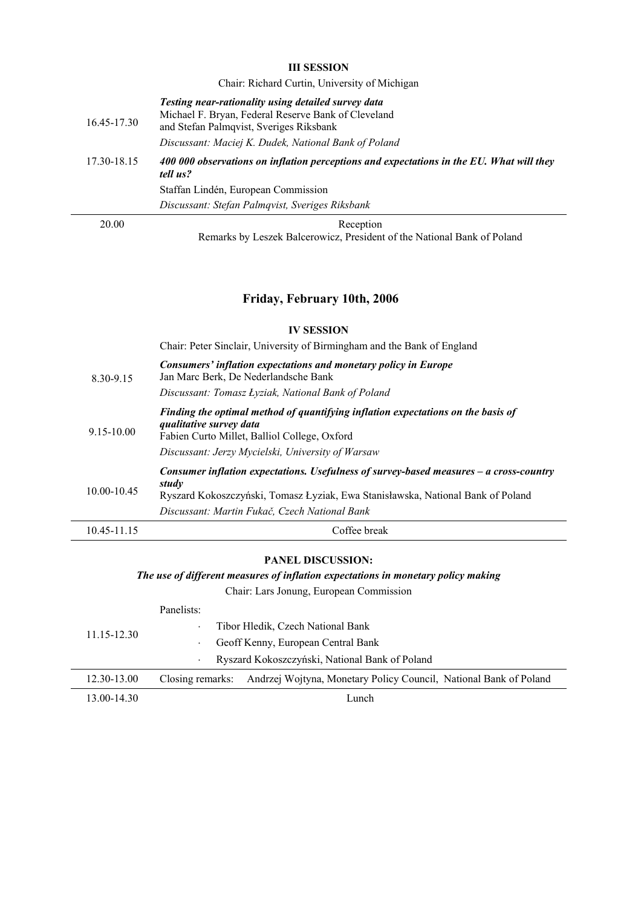### III SESSION

Chair: Richard Curtin, University of Michigan

| | |
|---|---|
| 16.45-17.30 | ***Testing near-rationality using detailed survey data***<br>Michael F. Bryan, Federal Reserve Bank of Cleveland<br>and Stefan Palmqvist, Sveriges Riksbank<br>*Discussant: Maciej K. Dudek, National Bank of Poland* |
| 17.30-18.15 | ***400 000 observations on inflation perceptions and expectations in the EU. What will they tell us?***<br>Staffan Lindén, European Commission<br>*Discussant: Stefan Palmqvist, Sveriges Riksbank* |
| 20.00 | Reception<br>Remarks by Leszek Balcerowicz, President of the National Bank of Poland |

## Friday, February 10th, 2006

### IV SESSION

Chair: Peter Sinclair, University of Birmingham and the Bank of England

| | |
|---|---|
| 8.30-9.15 | ***Consumers' inflation expectations and monetary policy in Europe***<br>Jan Marc Berk, De Nederlandsche Bank<br>*Discussant: Tomasz Łyziak, National Bank of Poland* |
| 9.15-10.00 | ***Finding the optimal method of quantifying inflation expectations on the basis of qualitative survey data***<br>Fabien Curto Millet, Balliol College, Oxford<br>*Discussant: Jerzy Mycielski, University of Warsaw* |
| 10.00-10.45 | ***Consumer inflation expectations. Usefulness of survey-based measures – a cross-country study***<br>Ryszard Kokoszczyński, Tomasz Łyziak, Ewa Stanisławska, National Bank of Poland<br>*Discussant: Martin Fukač, Czech National Bank* |
| 10.45-11.15 | Coffee break |

### PANEL DISCUSSION:

***The use of different measures of inflation expectations in monetary policy making***

Chair: Lars Jonung, European Commission

| | |
|---|---|
| 11.15-12.30 | Panelists:<br>· Tibor Hledik, Czech National Bank<br>· Geoff Kenny, European Central Bank<br>· Ryszard Kokoszczyński, National Bank of Poland |
| 12.30-13.00 | Closing remarks: Andrzej Wojtyna, Monetary Policy Council, National Bank of Poland |
| 13.00-14.30 | Lunch |